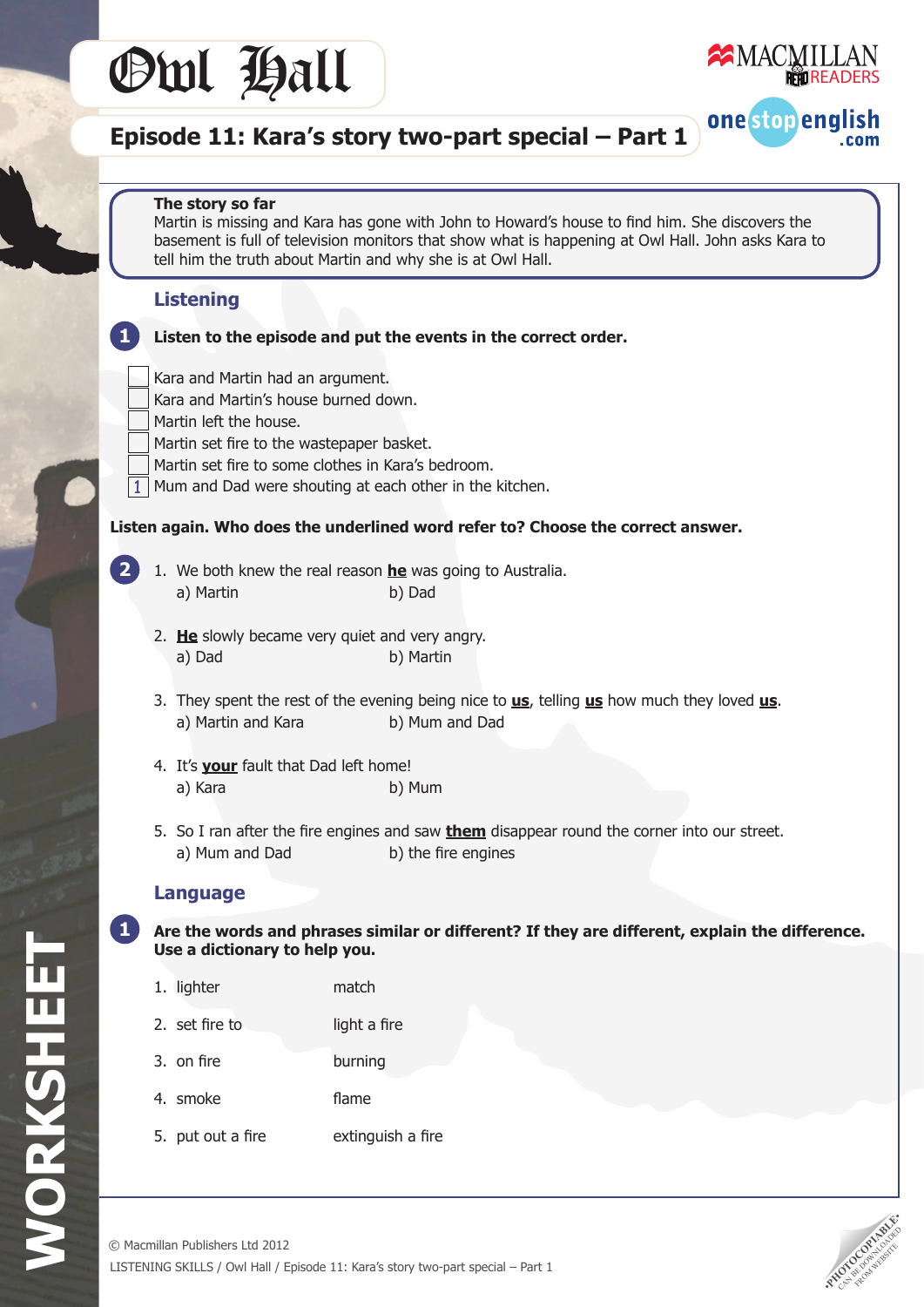# Owl Hall

## Episode 11: Kara's story two-part special – Part 1

**The story so far**
Martin is missing and Kara has gone with John to Howard's house to find him. She discovers the basement is full of television monitors that show what is happening at Owl Hall. John asks Kara to tell him the truth about Martin and why she is at Owl Hall.

### Listening

**1 Listen to the episode and put the events in the correct order.**

- [ ] Kara and Martin had an argument.
- [ ] Kara and Martin's house burned down.
- [ ] Martin left the house.
- [ ] Martin set fire to the wastepaper basket.
- [ ] Martin set fire to some clothes in Kara's bedroom.
- [1] Mum and Dad were shouting at each other in the kitchen.

**Listen again. Who does the underlined word refer to? Choose the correct answer.**

**2**

1. We both knew the real reason **<u>he</u>** was going to Australia.
   a) Martin b) Dad
2. **<u>He</u>** slowly became very quiet and very angry.
   a) Dad b) Martin
3. They spent the rest of the evening being nice to **<u>us</u>**, telling **<u>us</u>** how much they loved **<u>us</u>**.
   a) Martin and Kara b) Mum and Dad
4. It's **<u>your</u>** fault that Dad left home!
   a) Kara b) Mum
5. So I ran after the fire engines and saw **<u>them</u>** disappear round the corner into our street.
   a) Mum and Dad b) the fire engines

### Language

**1 Are the words and phrases similar or different? If they are different, explain the difference. Use a dictionary to help you.**

1. lighter — match
2. set fire to — light a fire
3. on fire — burning
4. smoke — flame
5. put out a fire — extinguish a fire

© Macmillan Publishers Ltd 2012
LISTENING SKILLS / Owl Hall / Episode 11: Kara's story two-part special – Part 1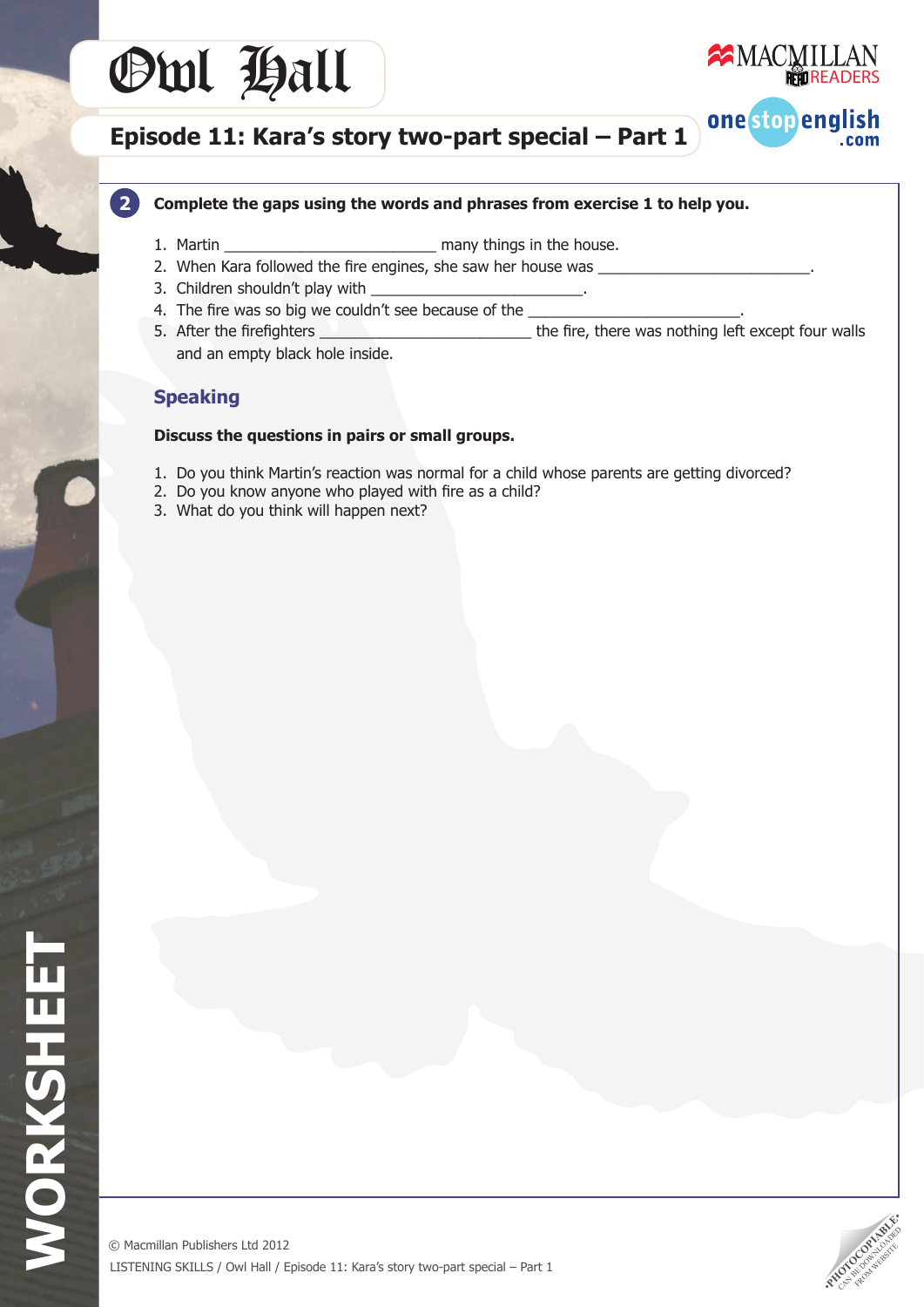## 2 Complete the gaps using the words and phrases from exercise 1 to help you.

1. Martin ________________________ many things in the house.
2. When Kara followed the fire engines, she saw her house was ________________________.
3. Children shouldn't play with ________________________.
4. The fire was so big we couldn't see because of the ________________________.
5. After the firefighters ________________________ the fire, there was nothing left except four walls and an empty black hole inside.

### Speaking

**Discuss the questions in pairs or small groups.**

1. Do you think Martin's reaction was normal for a child whose parents are getting divorced?
2. Do you know anyone who played with fire as a child?
3. What do you think will happen next?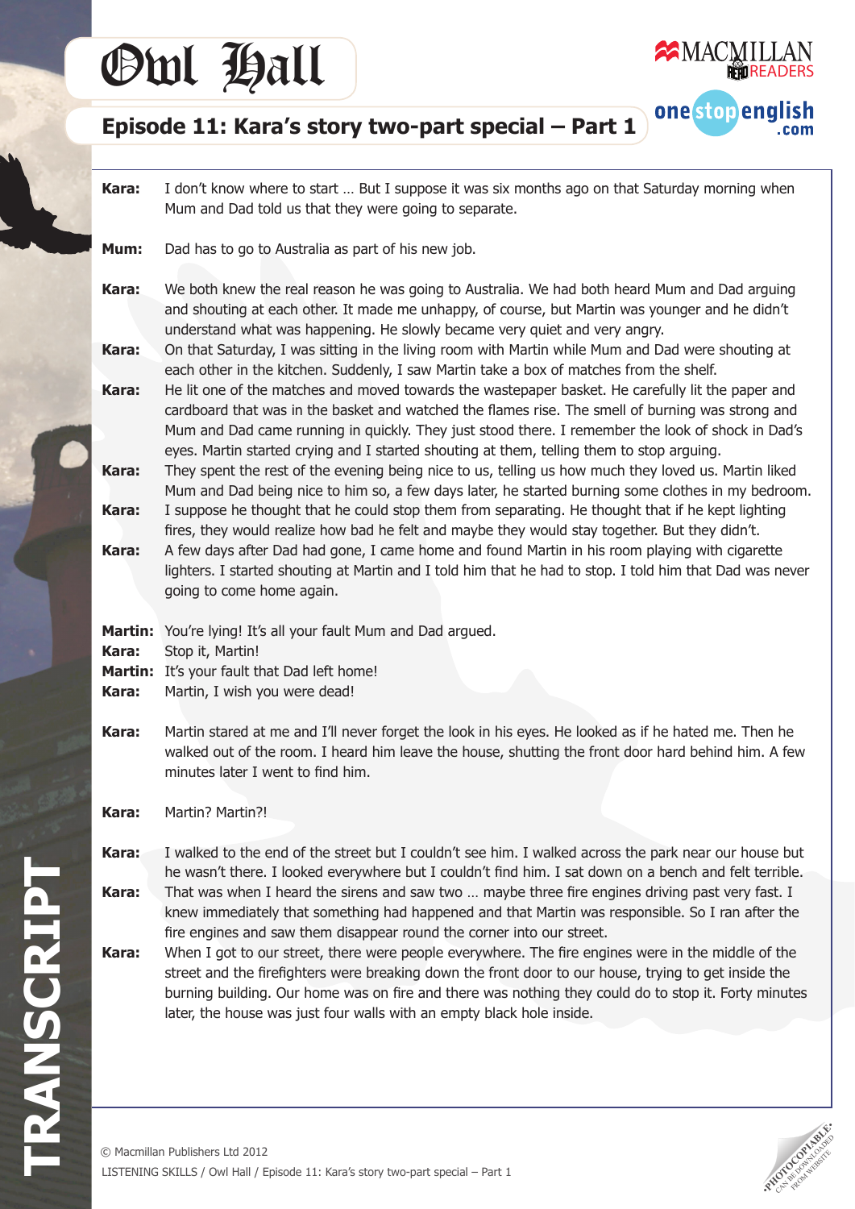# Owl Hall

## Episode 11: Kara's story two-part special – Part 1

**Kara:** I don't know where to start … But I suppose it was six months ago on that Saturday morning when Mum and Dad told us that they were going to separate.

**Mum:** Dad has to go to Australia as part of his new job.

**Kara:** We both knew the real reason he was going to Australia. We had both heard Mum and Dad arguing and shouting at each other. It made me unhappy, of course, but Martin was younger and he didn't understand what was happening. He slowly became very quiet and very angry.

**Kara:** On that Saturday, I was sitting in the living room with Martin while Mum and Dad were shouting at each other in the kitchen. Suddenly, I saw Martin take a box of matches from the shelf.

**Kara:** He lit one of the matches and moved towards the wastepaper basket. He carefully lit the paper and cardboard that was in the basket and watched the flames rise. The smell of burning was strong and Mum and Dad came running in quickly. They just stood there. I remember the look of shock in Dad's eyes. Martin started crying and I started shouting at them, telling them to stop arguing.

**Kara:** They spent the rest of the evening being nice to us, telling us how much they loved us. Martin liked Mum and Dad being nice to him so, a few days later, he started burning some clothes in my bedroom.

**Kara:** I suppose he thought that he could stop them from separating. He thought that if he kept lighting fires, they would realize how bad he felt and maybe they would stay together. But they didn't.

**Kara:** A few days after Dad had gone, I came home and found Martin in his room playing with cigarette lighters. I started shouting at Martin and I told him that he had to stop. I told him that Dad was never going to come home again.

**Martin:** You're lying! It's all your fault Mum and Dad argued.
**Kara:** Stop it, Martin!
**Martin:** It's your fault that Dad left home!
**Kara:** Martin, I wish you were dead!

**Kara:** Martin stared at me and I'll never forget the look in his eyes. He looked as if he hated me. Then he walked out of the room. I heard him leave the house, shutting the front door hard behind him. A few minutes later I went to find him.

**Kara:** Martin? Martin?!

**Kara:** I walked to the end of the street but I couldn't see him. I walked across the park near our house but he wasn't there. I looked everywhere but I couldn't find him. I sat down on a bench and felt terrible.

**Kara:** That was when I heard the sirens and saw two … maybe three fire engines driving past very fast. I knew immediately that something had happened and that Martin was responsible. So I ran after the fire engines and saw them disappear round the corner into our street.

**Kara:** When I got to our street, there were people everywhere. The fire engines were in the middle of the street and the firefighters were breaking down the front door to our house, trying to get inside the burning building. Our home was on fire and there was nothing they could do to stop it. Forty minutes later, the house was just four walls with an empty black hole inside.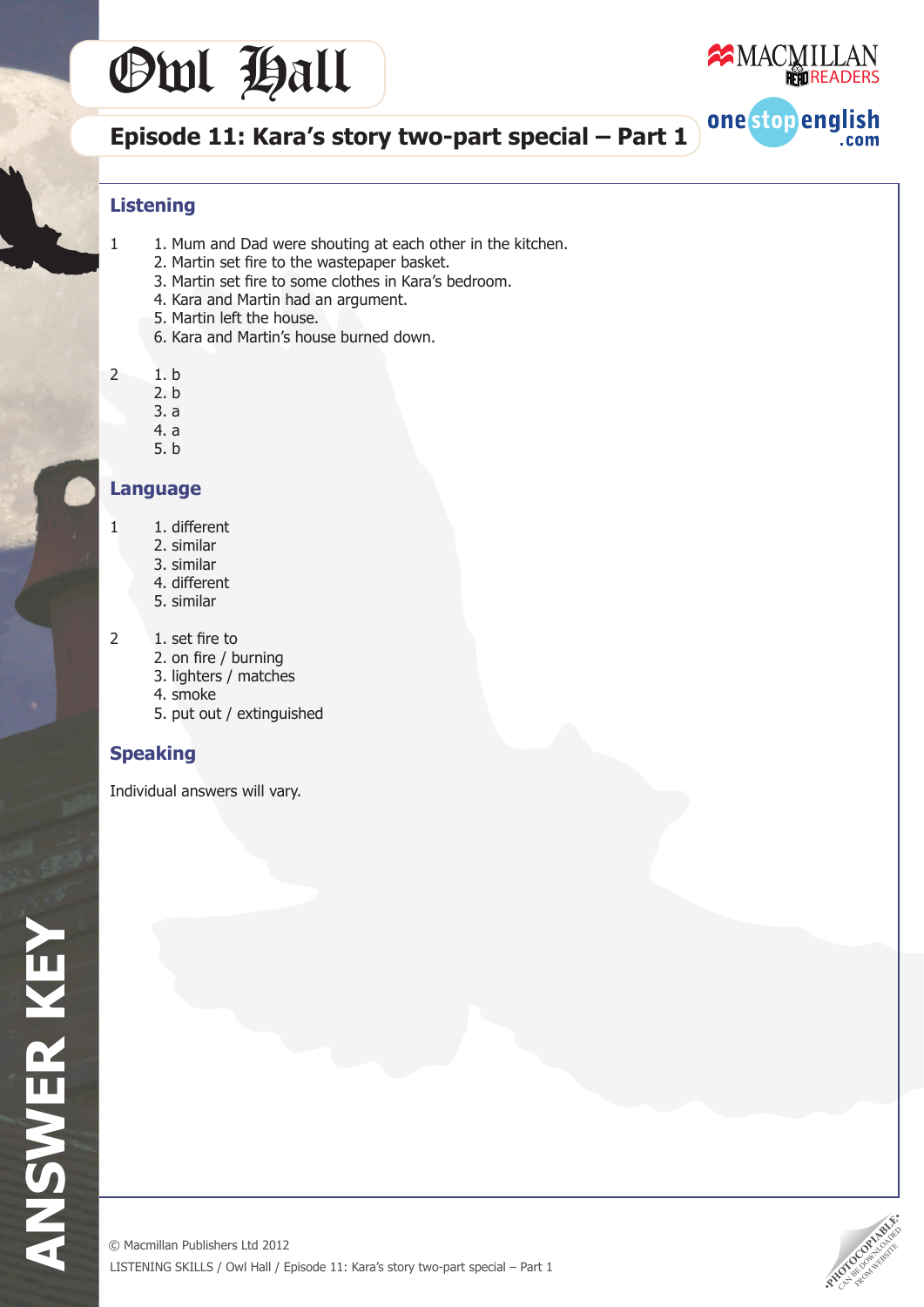# Owl Hall

## Episode 11: Kara's story two-part special – Part 1

ANSWER KEY

### Listening

1

1. Mum and Dad were shouting at each other in the kitchen.
2. Martin set fire to the wastepaper basket.
3. Martin set fire to some clothes in Kara's bedroom.
4. Kara and Martin had an argument.
5. Martin left the house.
6. Kara and Martin's house burned down.

2

1. b
2. b
3. a
4. a
5. b

### Language

1

1. different
2. similar
3. similar
4. different
5. similar

2

1. set fire to
2. on fire / burning
3. lighters / matches
4. smoke
5. put out / extinguished

### Speaking

Individual answers will vary.

© Macmillan Publishers Ltd 2012
LISTENING SKILLS / Owl Hall / Episode 11: Kara's story two-part special – Part 1